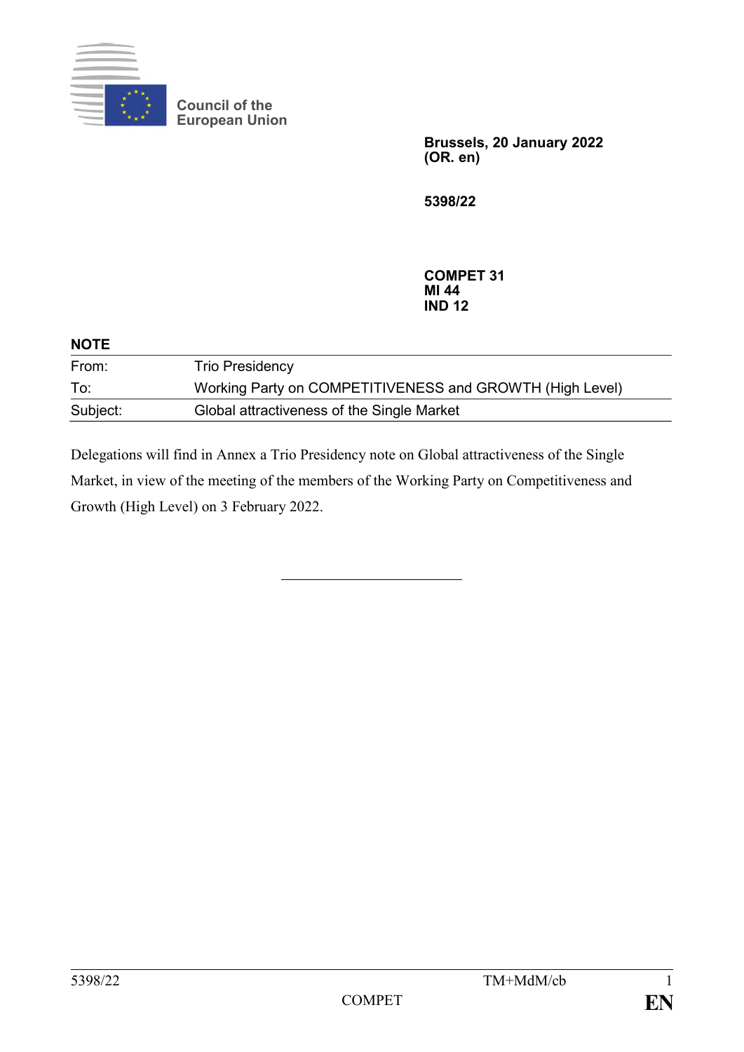Council of the
European Union

**Brussels, 20 January 2022**
**(OR. en)**

**5398/22**

**COMPET 31**
**MI 44**
**IND 12**

**NOTE**

| | |
|---|---|
| From: | Trio Presidency |
| To: | Working Party on COMPETITIVENESS and GROWTH (High Level) |
| Subject: | Global attractiveness of the Single Market |

Delegations will find in Annex a Trio Presidency note on Global attractiveness of the Single Market, in view of the meeting of the members of the Working Party on Competitiveness and Growth (High Level) on 3 February 2022.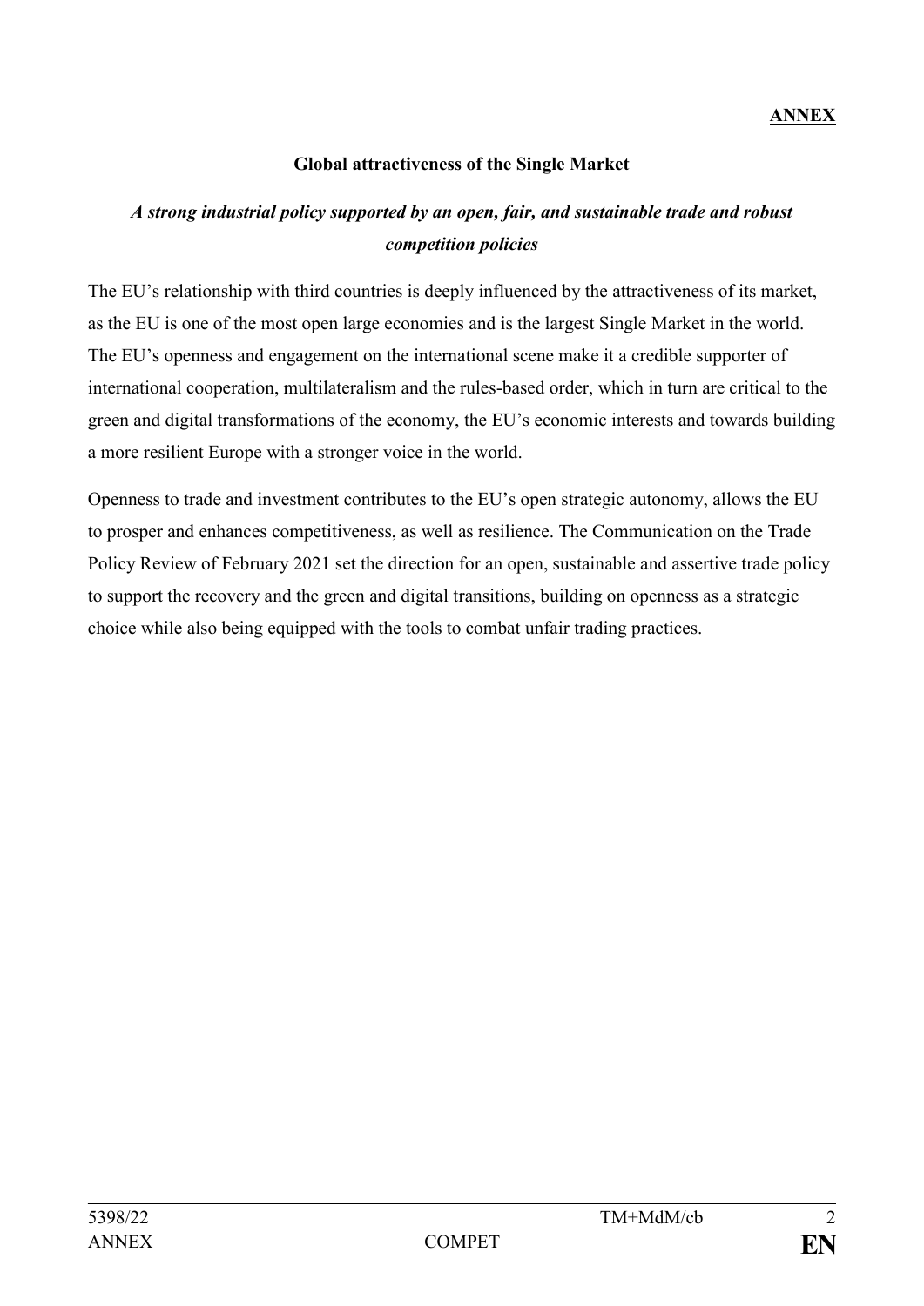**ANNEX**

## Global attractiveness of the Single Market

### *A strong industrial policy supported by an open, fair, and sustainable trade and robust competition policies*

The EU's relationship with third countries is deeply influenced by the attractiveness of its market, as the EU is one of the most open large economies and is the largest Single Market in the world. The EU's openness and engagement on the international scene make it a credible supporter of international cooperation, multilateralism and the rules-based order, which in turn are critical to the green and digital transformations of the economy, the EU's economic interests and towards building a more resilient Europe with a stronger voice in the world.

Openness to trade and investment contributes to the EU's open strategic autonomy, allows the EU to prosper and enhances competitiveness, as well as resilience. The Communication on the Trade Policy Review of February 2021 set the direction for an open, sustainable and assertive trade policy to support the recovery and the green and digital transitions, building on openness as a strategic choice while also being equipped with the tools to combat unfair trading practices.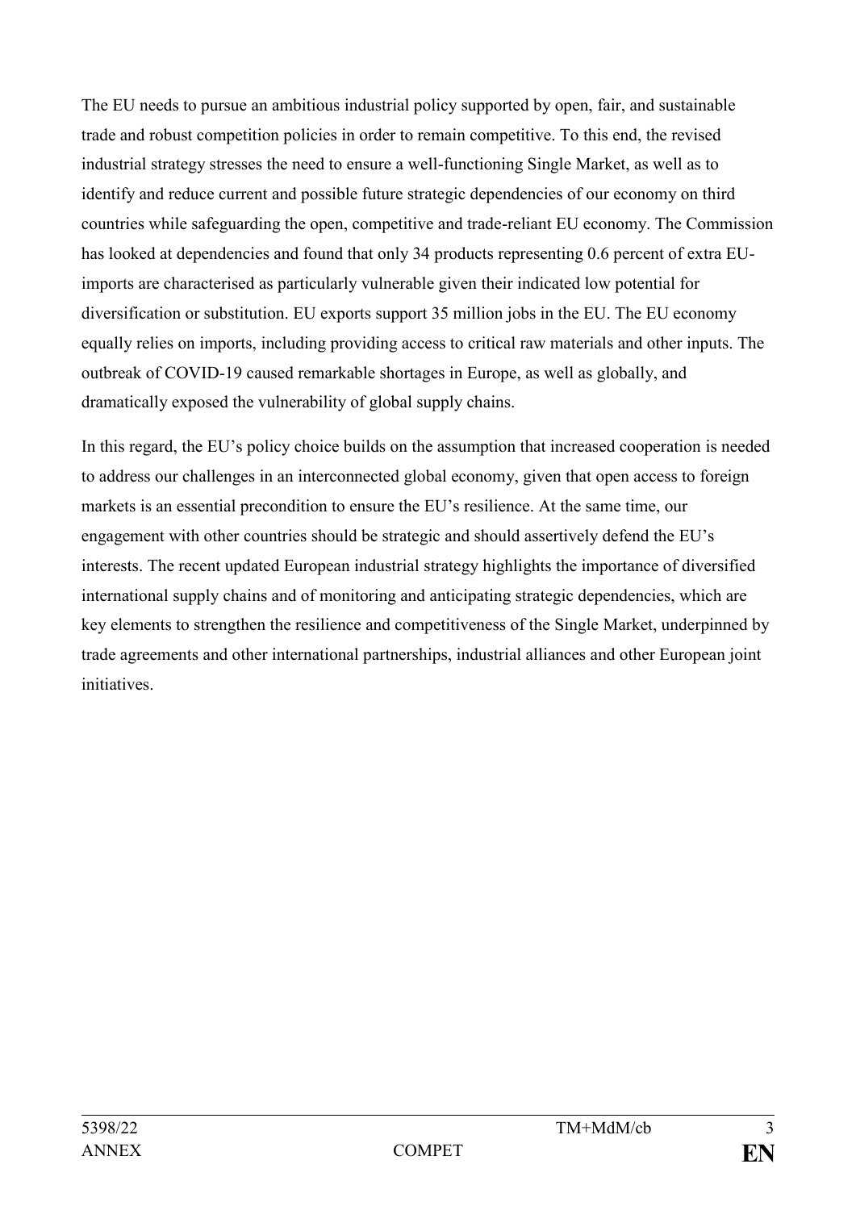The EU needs to pursue an ambitious industrial policy supported by open, fair, and sustainable trade and robust competition policies in order to remain competitive. To this end, the revised industrial strategy stresses the need to ensure a well-functioning Single Market, as well as to identify and reduce current and possible future strategic dependencies of our economy on third countries while safeguarding the open, competitive and trade-reliant EU economy. The Commission has looked at dependencies and found that only 34 products representing 0.6 percent of extra EU-imports are characterised as particularly vulnerable given their indicated low potential for diversification or substitution. EU exports support 35 million jobs in the EU. The EU economy equally relies on imports, including providing access to critical raw materials and other inputs. The outbreak of COVID-19 caused remarkable shortages in Europe, as well as globally, and dramatically exposed the vulnerability of global supply chains.

In this regard, the EU's policy choice builds on the assumption that increased cooperation is needed to address our challenges in an interconnected global economy, given that open access to foreign markets is an essential precondition to ensure the EU's resilience. At the same time, our engagement with other countries should be strategic and should assertively defend the EU's interests. The recent updated European industrial strategy highlights the importance of diversified international supply chains and of monitoring and anticipating strategic dependencies, which are key elements to strengthen the resilience and competitiveness of the Single Market, underpinned by trade agreements and other international partnerships, industrial alliances and other European joint initiatives.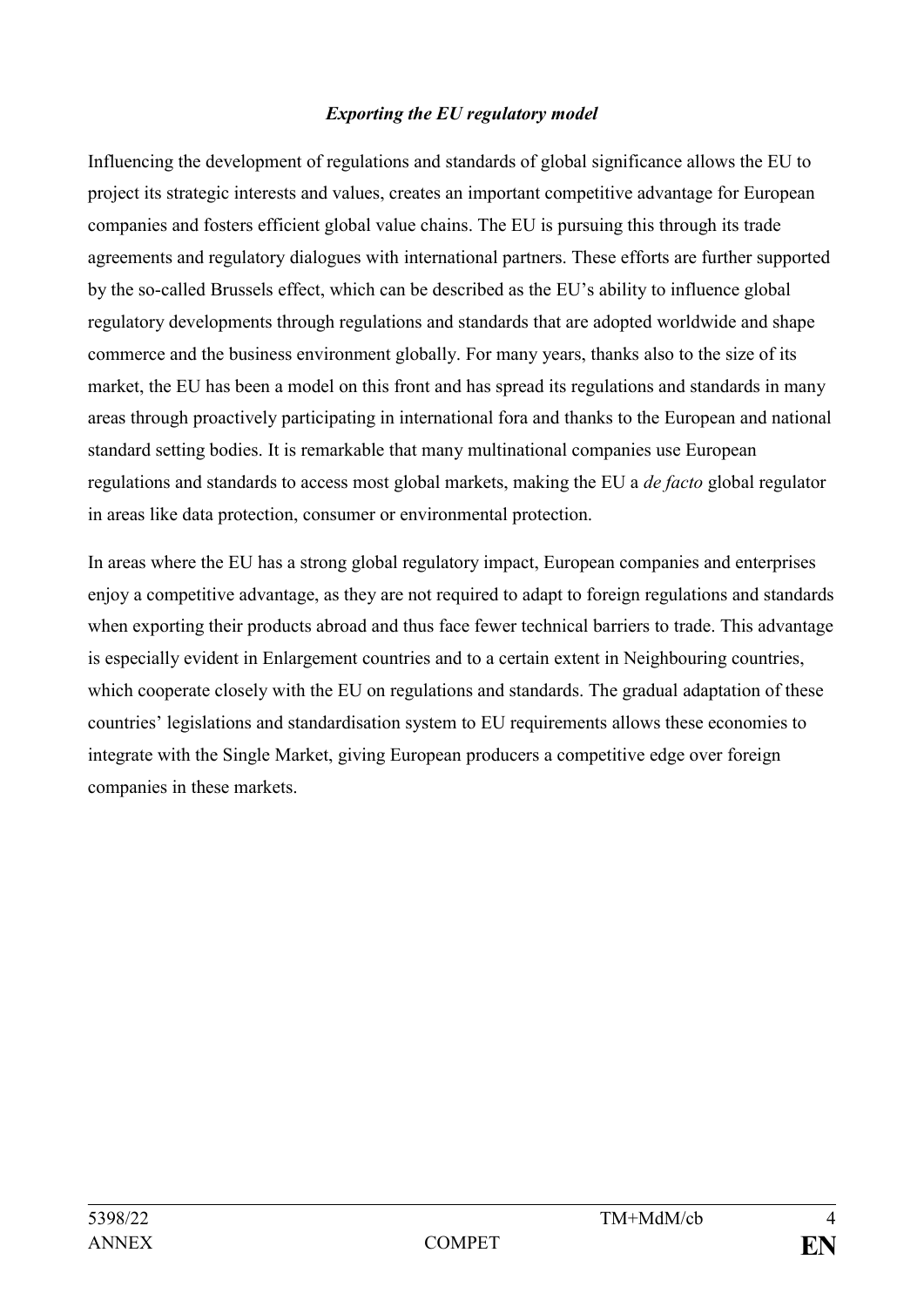***Exporting the EU regulatory model***

Influencing the development of regulations and standards of global significance allows the EU to project its strategic interests and values, creates an important competitive advantage for European companies and fosters efficient global value chains. The EU is pursuing this through its trade agreements and regulatory dialogues with international partners. These efforts are further supported by the so-called Brussels effect, which can be described as the EU's ability to influence global regulatory developments through regulations and standards that are adopted worldwide and shape commerce and the business environment globally. For many years, thanks also to the size of its market, the EU has been a model on this front and has spread its regulations and standards in many areas through proactively participating in international fora and thanks to the European and national standard setting bodies. It is remarkable that many multinational companies use European regulations and standards to access most global markets, making the EU a *de facto* global regulator in areas like data protection, consumer or environmental protection.

In areas where the EU has a strong global regulatory impact, European companies and enterprises enjoy a competitive advantage, as they are not required to adapt to foreign regulations and standards when exporting their products abroad and thus face fewer technical barriers to trade. This advantage is especially evident in Enlargement countries and to a certain extent in Neighbouring countries, which cooperate closely with the EU on regulations and standards. The gradual adaptation of these countries' legislations and standardisation system to EU requirements allows these economies to integrate with the Single Market, giving European producers a competitive edge over foreign companies in these markets.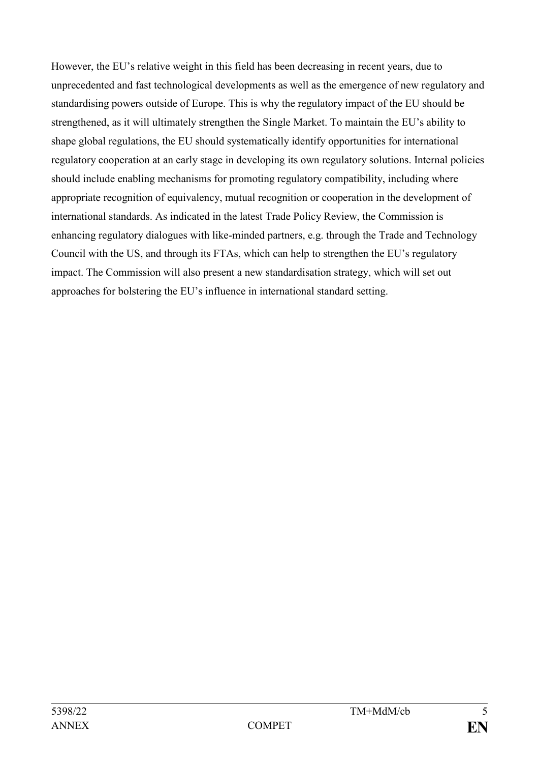However, the EU's relative weight in this field has been decreasing in recent years, due to unprecedented and fast technological developments as well as the emergence of new regulatory and standardising powers outside of Europe. This is why the regulatory impact of the EU should be strengthened, as it will ultimately strengthen the Single Market. To maintain the EU's ability to shape global regulations, the EU should systematically identify opportunities for international regulatory cooperation at an early stage in developing its own regulatory solutions. Internal policies should include enabling mechanisms for promoting regulatory compatibility, including where appropriate recognition of equivalency, mutual recognition or cooperation in the development of international standards. As indicated in the latest Trade Policy Review, the Commission is enhancing regulatory dialogues with like-minded partners, e.g. through the Trade and Technology Council with the US, and through its FTAs, which can help to strengthen the EU's regulatory impact. The Commission will also present a new standardisation strategy, which will set out approaches for bolstering the EU's influence in international standard setting.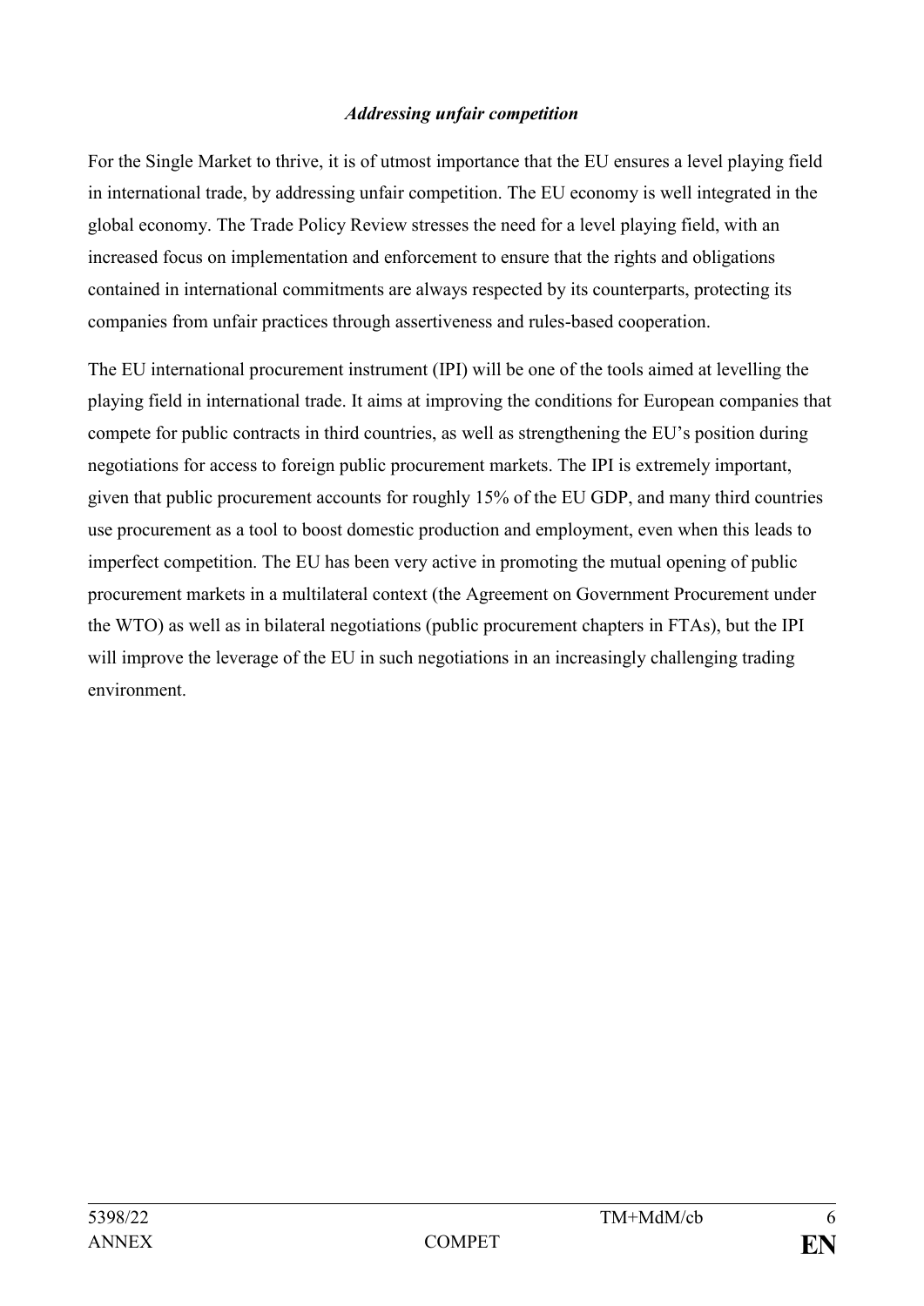*Addressing unfair competition*

For the Single Market to thrive, it is of utmost importance that the EU ensures a level playing field in international trade, by addressing unfair competition. The EU economy is well integrated in the global economy. The Trade Policy Review stresses the need for a level playing field, with an increased focus on implementation and enforcement to ensure that the rights and obligations contained in international commitments are always respected by its counterparts, protecting its companies from unfair practices through assertiveness and rules-based cooperation.

The EU international procurement instrument (IPI) will be one of the tools aimed at levelling the playing field in international trade. It aims at improving the conditions for European companies that compete for public contracts in third countries, as well as strengthening the EU's position during negotiations for access to foreign public procurement markets. The IPI is extremely important, given that public procurement accounts for roughly 15% of the EU GDP, and many third countries use procurement as a tool to boost domestic production and employment, even when this leads to imperfect competition. The EU has been very active in promoting the mutual opening of public procurement markets in a multilateral context (the Agreement on Government Procurement under the WTO) as well as in bilateral negotiations (public procurement chapters in FTAs), but the IPI will improve the leverage of the EU in such negotiations in an increasingly challenging trading environment.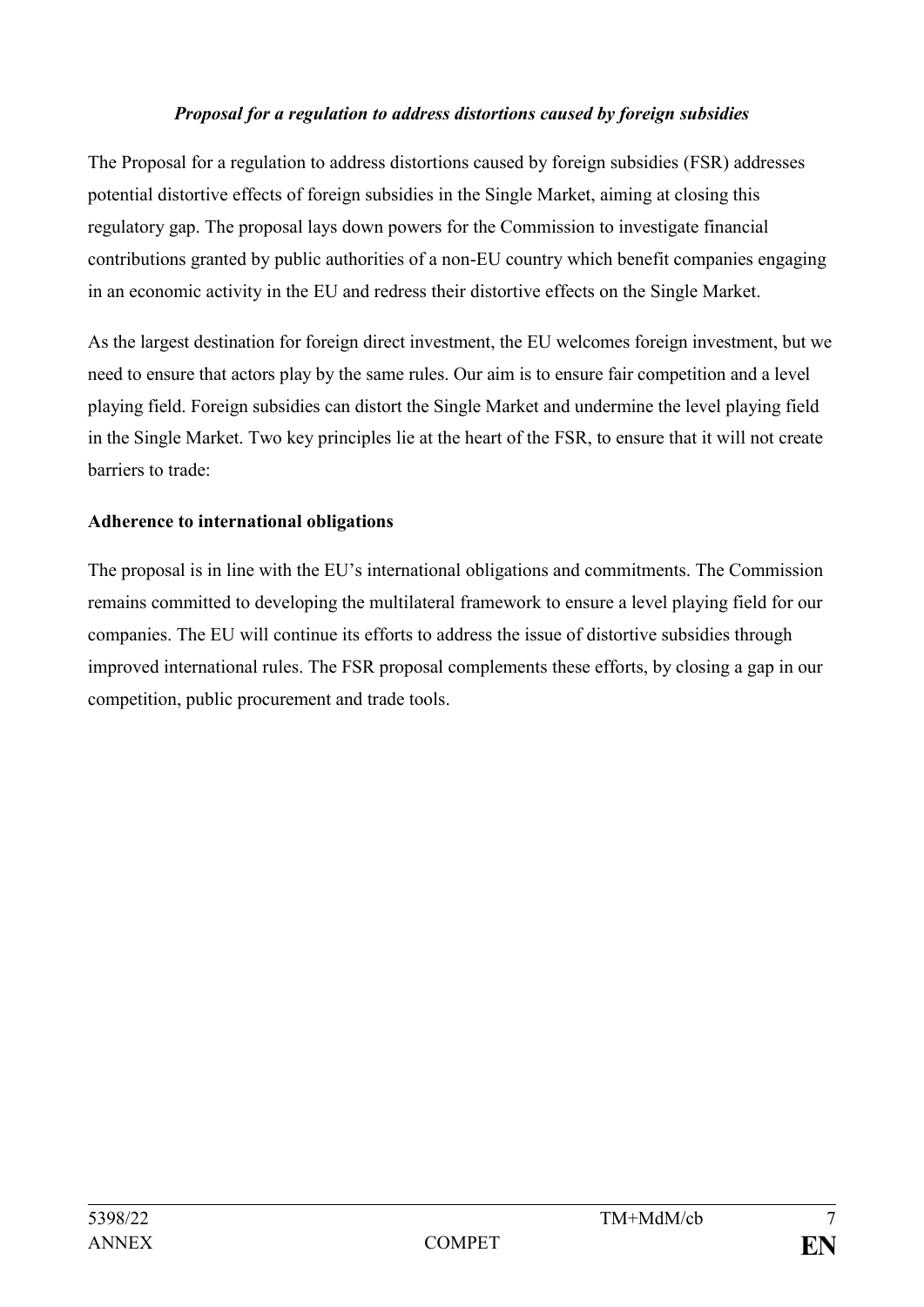***Proposal for a regulation to address distortions caused by foreign subsidies***

The Proposal for a regulation to address distortions caused by foreign subsidies (FSR) addresses potential distortive effects of foreign subsidies in the Single Market, aiming at closing this regulatory gap. The proposal lays down powers for the Commission to investigate financial contributions granted by public authorities of a non-EU country which benefit companies engaging in an economic activity in the EU and redress their distortive effects on the Single Market.

As the largest destination for foreign direct investment, the EU welcomes foreign investment, but we need to ensure that actors play by the same rules. Our aim is to ensure fair competition and a level playing field. Foreign subsidies can distort the Single Market and undermine the level playing field in the Single Market. Two key principles lie at the heart of the FSR, to ensure that it will not create barriers to trade:

**Adherence to international obligations**

The proposal is in line with the EU's international obligations and commitments. The Commission remains committed to developing the multilateral framework to ensure a level playing field for our companies. The EU will continue its efforts to address the issue of distortive subsidies through improved international rules. The FSR proposal complements these efforts, by closing a gap in our competition, public procurement and trade tools.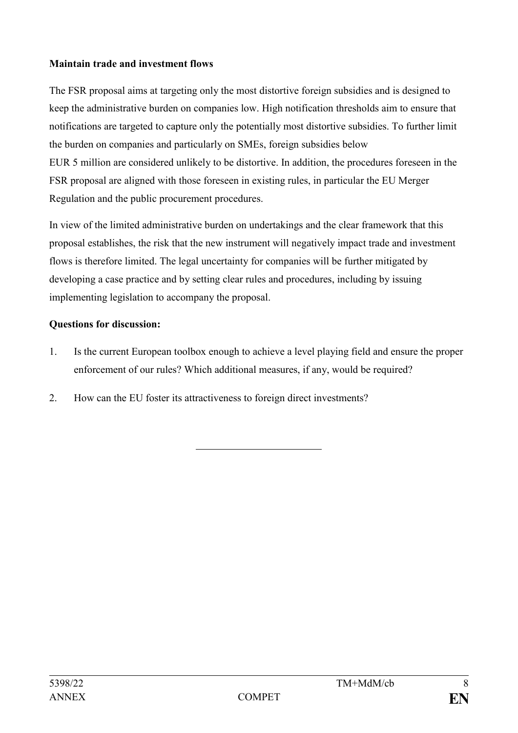**Maintain trade and investment flows**

The FSR proposal aims at targeting only the most distortive foreign subsidies and is designed to keep the administrative burden on companies low. High notification thresholds aim to ensure that notifications are targeted to capture only the potentially most distortive subsidies. To further limit the burden on companies and particularly on SMEs, foreign subsidies below EUR 5 million are considered unlikely to be distortive. In addition, the procedures foreseen in the FSR proposal are aligned with those foreseen in existing rules, in particular the EU Merger Regulation and the public procurement procedures.

In view of the limited administrative burden on undertakings and the clear framework that this proposal establishes, the risk that the new instrument will negatively impact trade and investment flows is therefore limited. The legal uncertainty for companies will be further mitigated by developing a case practice and by setting clear rules and procedures, including by issuing implementing legislation to accompany the proposal.

**Questions for discussion:**

1. Is the current European toolbox enough to achieve a level playing field and ensure the proper enforcement of our rules? Which additional measures, if any, would be required?
2. How can the EU foster its attractiveness to foreign direct investments?